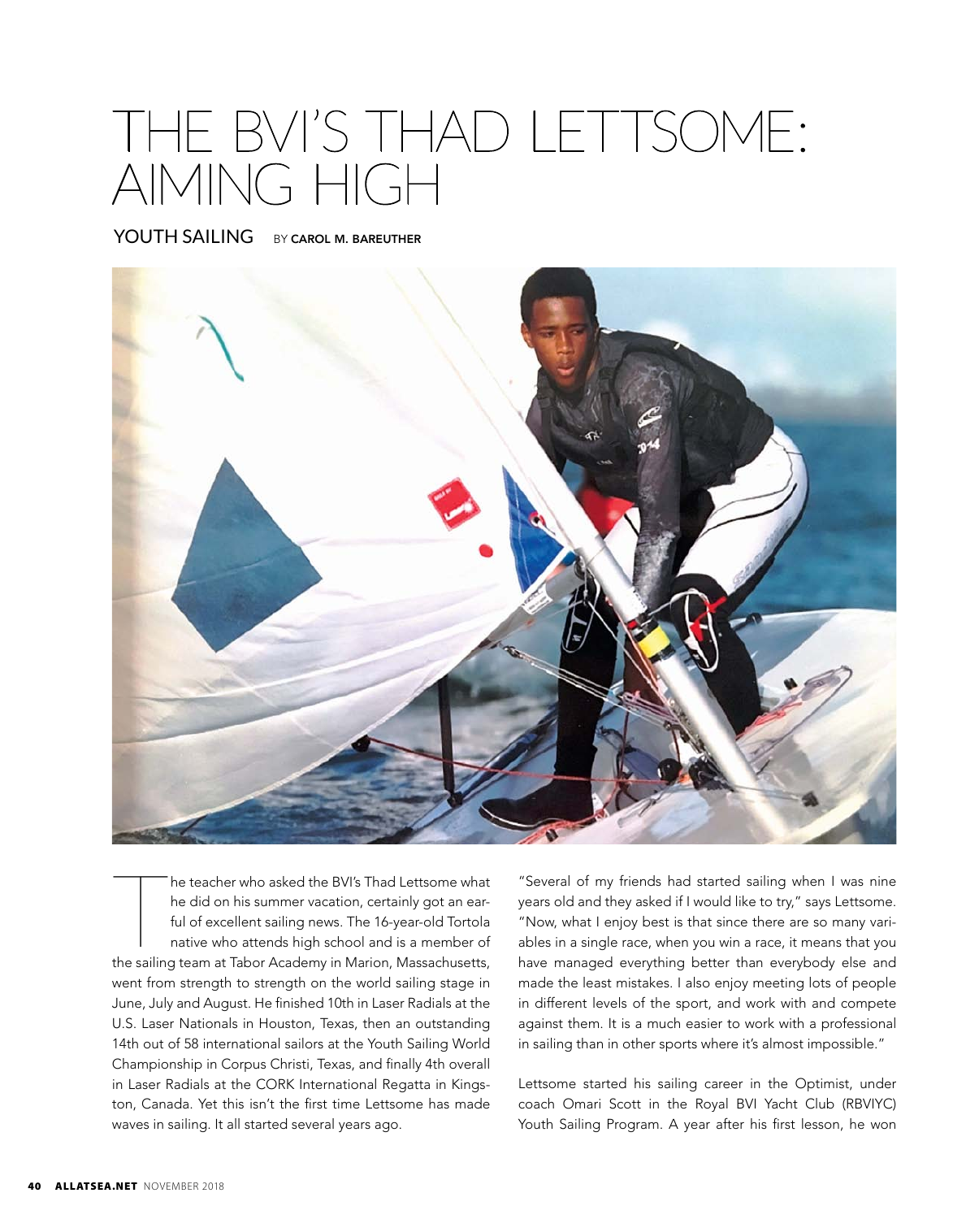# THE BVI'S THAD LETTSOME: AIMING HIGH

YOUTH SAILING BY **CAROL M. BAREUTHER**

The teacher who asked the BVI's Thad Lettsome what he did on his summer vacation, certainly got an earful of excellent sailing news. The 16-year-old Tortola native who attends high school and is a member of the sailing team at Tabor Academy in Marion, Massachusetts, went from strength to strength on the world sailing stage in June, July and August. He finished 10th in Laser Radials at the U.S. Laser Nationals in Houston, Texas, then an outstanding 14th out of 58 international sailors at the Youth Sailing World Championship in Corpus Christi, Texas, and finally 4th overall in Laser Radials at the CORK International Regatta in Kingston, Canada. Yet this isn't the first time Lettsome has made waves in sailing. It all started several years ago.

"Several of my friends had started sailing when I was nine years old and they asked if I would like to try," says Lettsome. "Now, what I enjoy best is that since there are so many variables in a single race, when you win a race, it means that you have managed everything better than everybody else and made the least mistakes. I also enjoy meeting lots of people in different levels of the sport, and work with and compete against them. It is a much easier to work with a professional in sailing than in other sports where it's almost impossible."

Lettsome started his sailing career in the Optimist, under coach Omari Scott in the Royal BVI Yacht Club (RBVIYC) Youth Sailing Program. A year after his first lesson, he won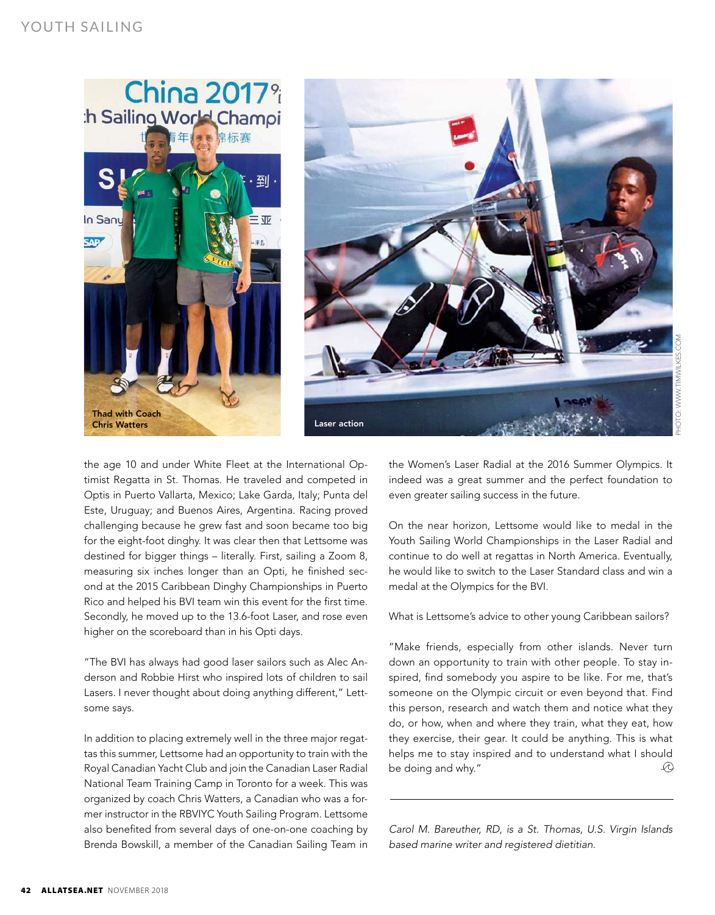Thad with Coach Chris Watters

Laser action

PHOTO: WWW.TIMWILKES.COM

the age 10 and under White Fleet at the International Optimist Regatta in St. Thomas. He traveled and competed in Optis in Puerto Vallarta, Mexico; Lake Garda, Italy; Punta del Este, Uruguay; and Buenos Aires, Argentina. Racing proved challenging because he grew fast and soon became too big for the eight-foot dinghy. It was clear then that Lettsome was destined for bigger things – literally. First, sailing a Zoom 8, measuring six inches longer than an Opti, he finished second at the 2015 Caribbean Dinghy Championships in Puerto Rico and helped his BVI team win this event for the first time. Secondly, he moved up to the 13.6-foot Laser, and rose even higher on the scoreboard than in his Opti days.

"The BVI has always had good laser sailors such as Alec Anderson and Robbie Hirst who inspired lots of children to sail Lasers. I never thought about doing anything different," Lettsome says.

In addition to placing extremely well in the three major regattas this summer, Lettsome had an opportunity to train with the Royal Canadian Yacht Club and join the Canadian Laser Radial National Team Training Camp in Toronto for a week. This was organized by coach Chris Watters, a Canadian who was a former instructor in the RBVIYC Youth Sailing Program. Lettsome also benefited from several days of one-on-one coaching by Brenda Bowskill, a member of the Canadian Sailing Team in the Women's Laser Radial at the 2016 Summer Olympics. It indeed was a great summer and the perfect foundation to even greater sailing success in the future.

On the near horizon, Lettsome would like to medal in the Youth Sailing World Championships in the Laser Radial and continue to do well at regattas in North America. Eventually, he would like to switch to the Laser Standard class and win a medal at the Olympics for the BVI.

What is Lettsome's advice to other young Caribbean sailors?

"Make friends, especially from other islands. Never turn down an opportunity to train with other people. To stay inspired, find somebody you aspire to be like. For me, that's someone on the Olympic circuit or even beyond that. Find this person, research and watch them and notice what they do, or how, when and where they train, what they eat, how they exercise, their gear. It could be anything. This is what helps me to stay inspired and to understand what I should be doing and why."

---

*Carol M. Bareuther, RD, is a St. Thomas, U.S. Virgin Islands based marine writer and registered dietitian.*